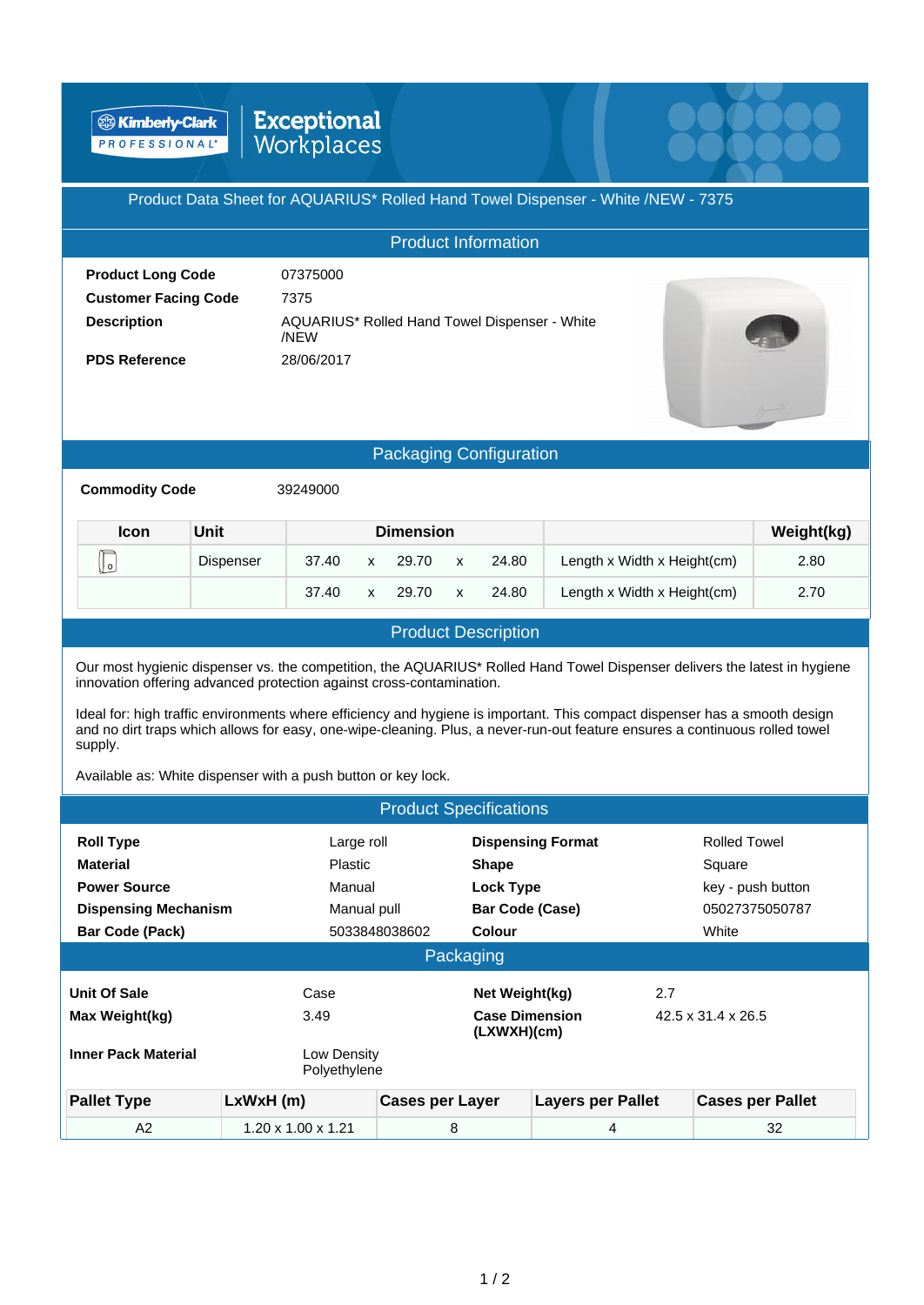Kimberly-Clark PROFESSIONAL* | Exceptional Workplaces

# Product Data Sheet for AQUARIUS* Rolled Hand Towel Dispenser - White /NEW - 7375

## Product Information

| | |
|---|---|
| **Product Long Code** | 07375000 |
| **Customer Facing Code** | 7375 |
| **Description** | AQUARIUS* Rolled Hand Towel Dispenser - White /NEW |
| **PDS Reference** | 28/06/2017 |

## Packaging Configuration

**Commodity Code** 39249000

| Icon | Unit | Dimension | | | | | | Weight(kg) |
|---|---|---|---|---|---|---|---|---|
| | Dispenser | 37.40 | x | 29.70 | x | 24.80 | Length x Width x Height(cm) | 2.80 |
| | | 37.40 | x | 29.70 | x | 24.80 | Length x Width x Height(cm) | 2.70 |

## Product Description

Our most hygienic dispenser vs. the competition, the AQUARIUS* Rolled Hand Towel Dispenser delivers the latest in hygiene innovation offering advanced protection against cross-contamination.

Ideal for: high traffic environments where efficiency and hygiene is important. This compact dispenser has a smooth design and no dirt traps which allows for easy, one-wipe-cleaning. Plus, a never-run-out feature ensures a continuous rolled towel supply.

Available as: White dispenser with a push button or key lock.

## Product Specifications

| | | | |
|---|---|---|---|
| **Roll Type** | Large roll | **Dispensing Format** | Rolled Towel |
| **Material** | Plastic | **Shape** | Square |
| **Power Source** | Manual | **Lock Type** | key - push button |
| **Dispensing Mechanism** | Manual pull | **Bar Code (Case)** | 05027375050787 |
| **Bar Code (Pack)** | 5033848038602 | **Colour** | White |

## Packaging

| | | | |
|---|---|---|---|
| **Unit Of Sale** | Case | **Net Weight(kg)** | 2.7 |
| **Max Weight(kg)** | 3.49 | **Case Dimension (LXWXH)(cm)** | 42.5 x 31.4 x 26.5 |
| **Inner Pack Material** | Low Density Polyethylene | | |

| Pallet Type | LxWxH (m) | Cases per Layer | Layers per Pallet | Cases per Pallet |
|---|---|---|---|---|
| A2 | 1.20 x 1.00 x 1.21 | 8 | 4 | 32 |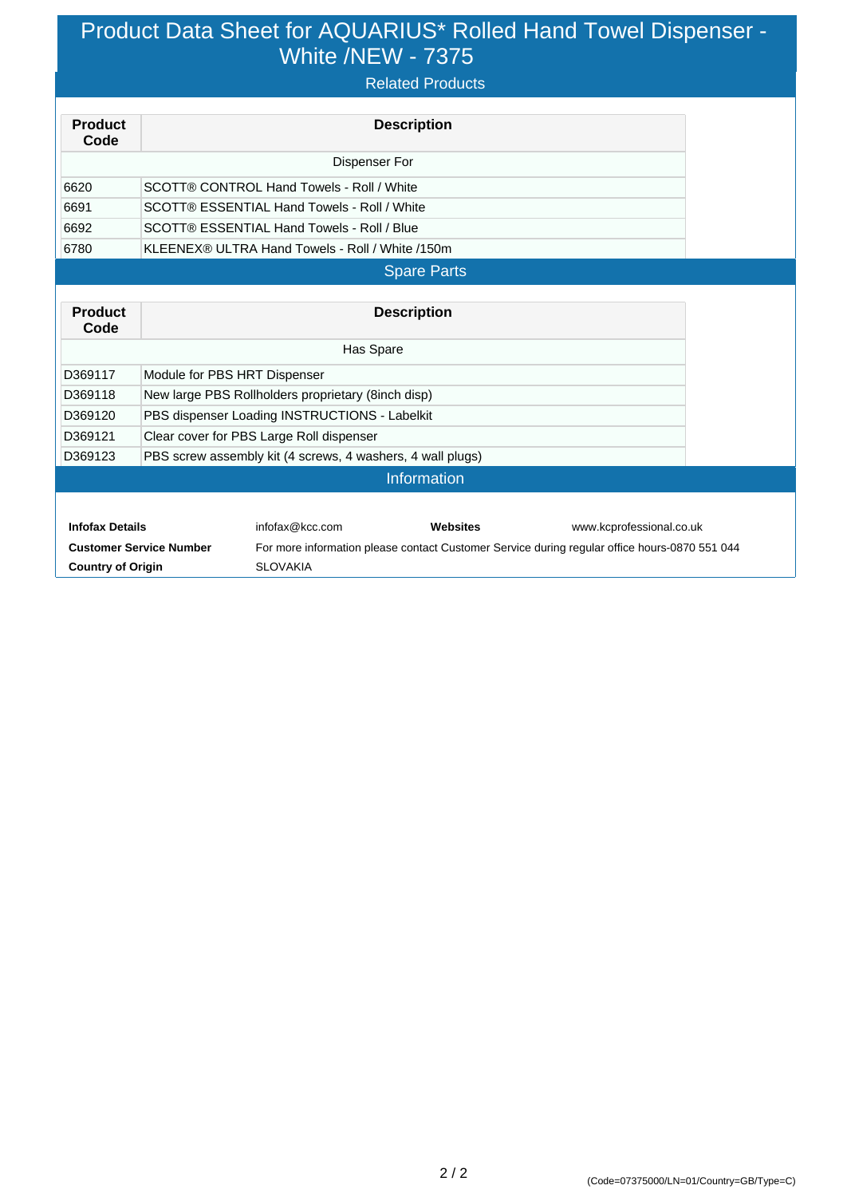# Product Data Sheet for AQUARIUS* Rolled Hand Towel Dispenser - White /NEW - 7375

## Related Products

| Product Code | Description |
|---|---|
| | Dispenser For |
| 6620 | SCOTT® CONTROL Hand Towels - Roll / White |
| 6691 | SCOTT® ESSENTIAL Hand Towels - Roll / White |
| 6692 | SCOTT® ESSENTIAL Hand Towels - Roll / Blue |
| 6780 | KLEENEX® ULTRA Hand Towels - Roll / White /150m |

## Spare Parts

| Product Code | Description |
|---|---|
| | Has Spare |
| D369117 | Module for PBS HRT Dispenser |
| D369118 | New large PBS Rollholders proprietary (8inch disp) |
| D369120 | PBS dispenser Loading INSTRUCTIONS - Labelkit |
| D369121 | Clear cover for PBS Large Roll dispenser |
| D369123 | PBS screw assembly kit (4 screws, 4 washers, 4 wall plugs) |

## Information

| | | | |
|---|---|---|---|
| **Infofax Details** | infofax@kcc.com | **Websites** | www.kcprofessional.co.uk |
| **Customer Service Number** | For more information please contact Customer Service during regular office hours-0870 551 044 | | |
| **Country of Origin** | SLOVAKIA | | |

(Code=07375000/LN=01/Country=GB/Type=C)